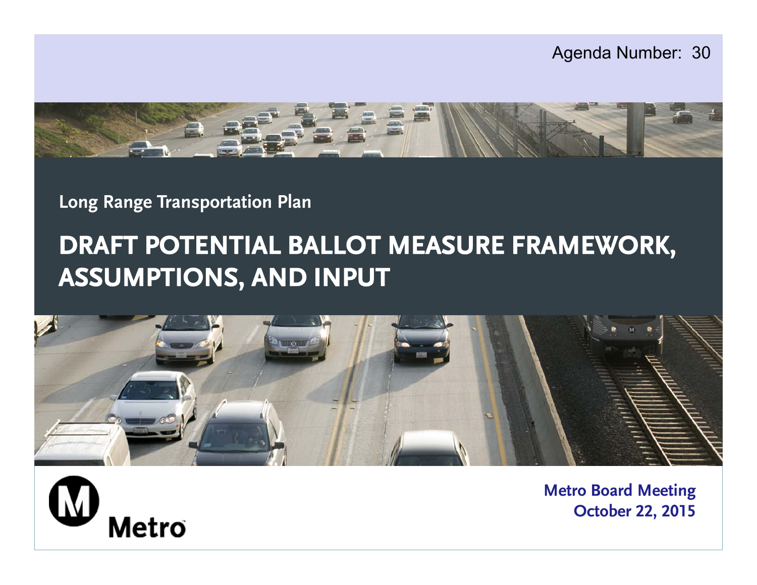Agenda Number: 30

Long Range Transportation Plan

# DRAFT POTENTIAL BALLOT MEASURE FRAMEWORK, ASSUMPTIONS, AND INPUT

Metro

Metro Board Meeting
October 22, 2015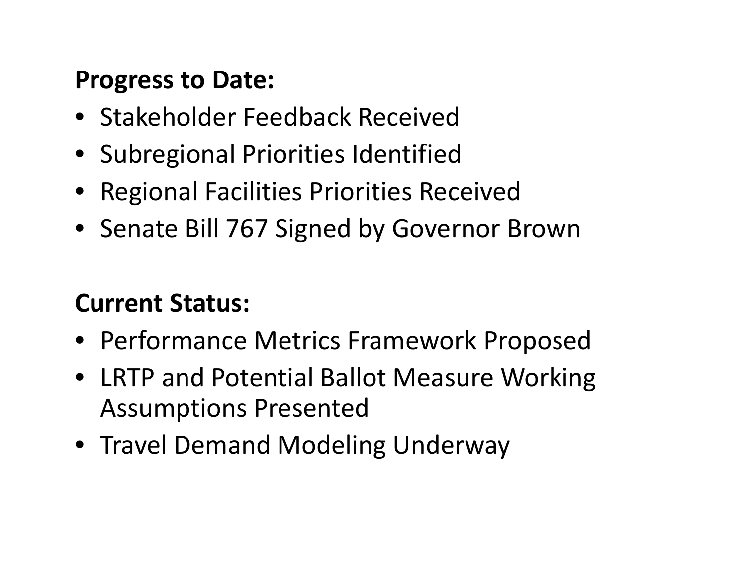**Progress to Date:**

- Stakeholder Feedback Received
- Subregional Priorities Identified
- Regional Facilities Priorities Received
- Senate Bill 767 Signed by Governor Brown

**Current Status:**

- Performance Metrics Framework Proposed
- LRTP and Potential Ballot Measure Working Assumptions Presented
- Travel Demand Modeling Underway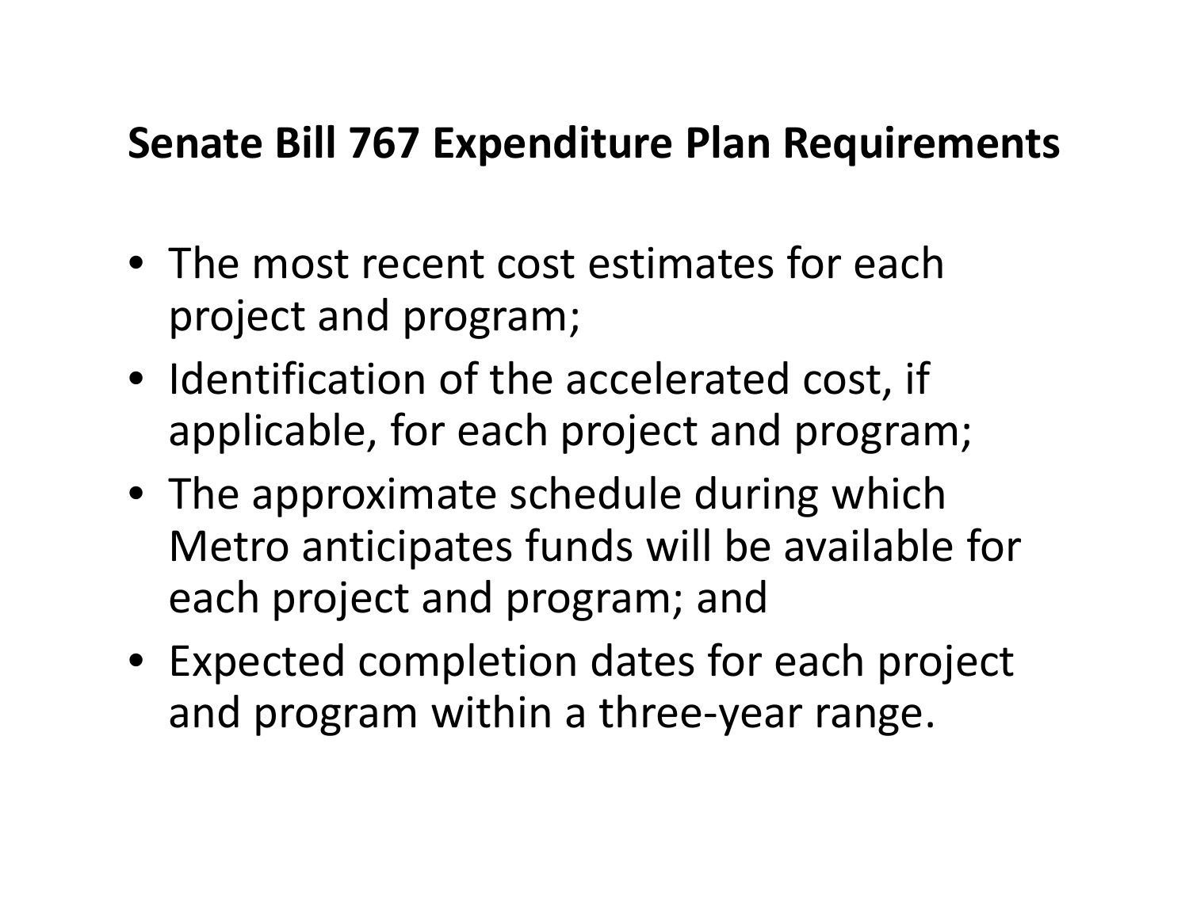## Senate Bill 767 Expenditure Plan Requirements

- The most recent cost estimates for each project and program;
- Identification of the accelerated cost, if applicable, for each project and program;
- The approximate schedule during which Metro anticipates funds will be available for each project and program; and
- Expected completion dates for each project and program within a three-year range.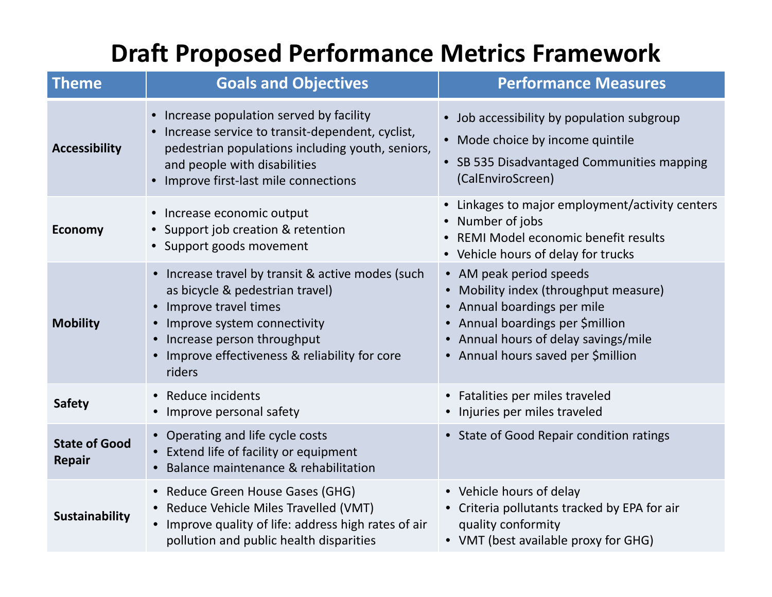# Draft Proposed Performance Metrics Framework

| Theme | Goals and Objectives | Performance Measures |
|---|---|---|
| **Accessibility** | • Increase population served by facility<br>• Increase service to transit-dependent, cyclist, pedestrian populations including youth, seniors, and people with disabilities<br>• Improve first-last mile connections | • Job accessibility by population subgroup<br>• Mode choice by income quintile<br>• SB 535 Disadvantaged Communities mapping (CalEnviroScreen) |
| **Economy** | • Increase economic output<br>• Support job creation & retention<br>• Support goods movement | • Linkages to major employment/activity centers<br>• Number of jobs<br>• REMI Model economic benefit results<br>• Vehicle hours of delay for trucks |
| **Mobility** | • Increase travel by transit & active modes (such as bicycle & pedestrian travel)<br>• Improve travel times<br>• Improve system connectivity<br>• Increase person throughput<br>• Improve effectiveness & reliability for core riders | • AM peak period speeds<br>• Mobility index (throughput measure)<br>• Annual boardings per mile<br>• Annual boardings per $million<br>• Annual hours of delay savings/mile<br>• Annual hours saved per $million |
| **Safety** | • Reduce incidents<br>• Improve personal safety | • Fatalities per miles traveled<br>• Injuries per miles traveled |
| **State of Good Repair** | • Operating and life cycle costs<br>• Extend life of facility or equipment<br>• Balance maintenance & rehabilitation | • State of Good Repair condition ratings |
| **Sustainability** | • Reduce Green House Gases (GHG)<br>• Reduce Vehicle Miles Travelled (VMT)<br>• Improve quality of life: address high rates of air pollution and public health disparities | • Vehicle hours of delay<br>• Criteria pollutants tracked by EPA for air quality conformity<br>• VMT (best available proxy for GHG) |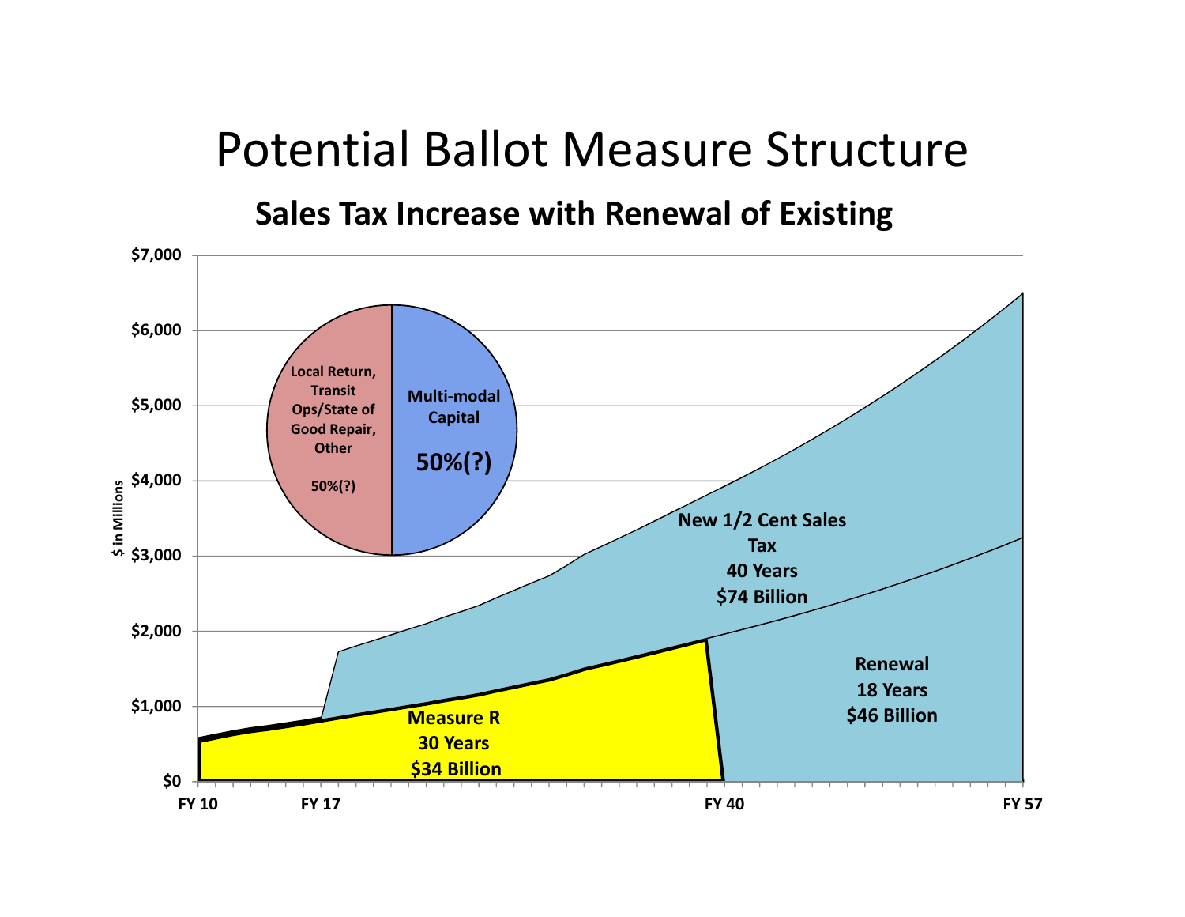# Potential Ballot Measure Structure

## Sales Tax Increase with Renewal of Existing

$ in Millions

$7,000
$6,000
$5,000
$4,000
$3,000
$2,000
$1,000
$0

FY 10 FY 17 FY 40 FY 57

Local Return, Transit Ops/State of Good Repair, Other

50%(?)

Multi-modal Capital

**50%(?)**

**New 1/2 Cent Sales Tax**
**40 Years**
**$74 Billion**

**Renewal**
**18 Years**
**$46 Billion**

**Measure R**
**30 Years**
**$34 Billion**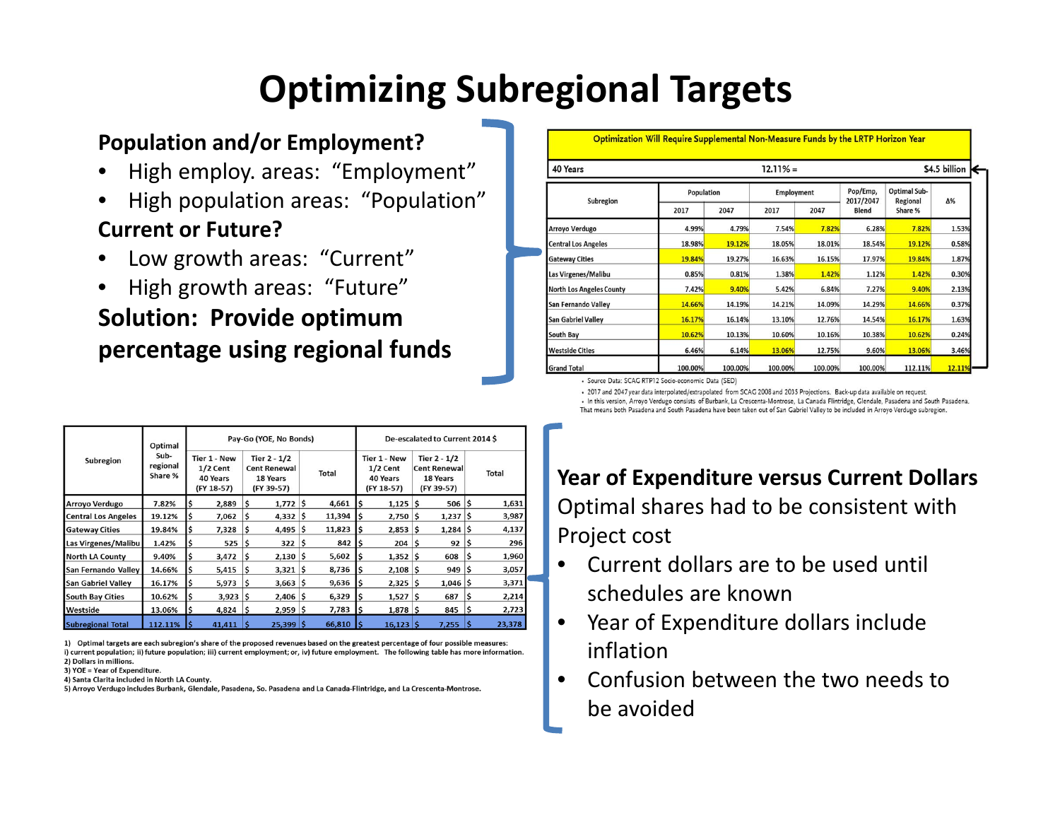# Optimizing Subregional Targets

**Population and/or Employment?**

- High employ. areas: "Employment"
- High population areas: "Population"

**Current or Future?**

- Low growth areas: "Current"
- High growth areas: "Future"

**Solution: Provide optimum percentage using regional funds**

| Optimization Will Require Supplemental Non-Measure Funds by the LRTP Horizon Year | | | | | | | | |
|---|---|---|---|---|---|---|---|---|
| 40 Years | | | | 12.11% = | | | | $4.5 billion |

| Subregion | Population | | Employment | | Pop/Emp, 2017/2047 Blend | Optimal Sub-Regional Share % | Δ% |
|---|---|---|---|---|---|---|---|
| | 2017 | 2047 | 2017 | 2047 | | | |
| Arroyo Verdugo | 4.99% | 4.79% | 7.54% | 7.82% | 6.28% | 7.82% | 1.53% |
| Central Los Angeles | 18.98% | 19.12% | 18.05% | 18.01% | 18.54% | 19.12% | 0.58% |
| Gateway Cities | 19.84% | 19.27% | 16.63% | 16.15% | 17.97% | 19.84% | 1.87% |
| Las Virgenes/Malibu | 0.85% | 0.81% | 1.38% | 1.42% | 1.12% | 1.42% | 0.30% |
| North Los Angeles County | 7.42% | 9.40% | 5.42% | 6.84% | 7.27% | 9.40% | 2.13% |
| San Fernando Valley | 14.66% | 14.19% | 14.21% | 14.09% | 14.29% | 14.66% | 0.37% |
| San Gabriel Valley | 16.17% | 16.14% | 13.10% | 12.76% | 14.54% | 16.17% | 1.63% |
| South Bay | 10.62% | 10.13% | 10.60% | 10.16% | 10.38% | 10.62% | 0.24% |
| Westside Cities | 6.46% | 6.14% | 13.06% | 12.75% | 9.60% | 13.06% | 3.46% |
| Grand Total | 100.00% | 100.00% | 100.00% | 100.00% | 100.00% | 112.11% | 12.11% |

- Source Data: SCAG RTP12 Socio-economic Data (SED)
- 2017 and 2047 year data interpolated/extrapolated from SCAG 2008 and 2035 Projections. Back-up data available on request.
- In this version, Arroyo Verdugo consists of Burbank, La Crescenta-Montrose, La Canada Flintridge, Glendale, Pasadena and South Pasadena. That means both Pasadena and South Pasadena have been taken out of San Gabriel Valley to be included in Arroyo Verdugo subregion.

| Subregion | Optimal Sub-regional Share % | Pay-Go (YOE, No Bonds) | | | De-escalated to Current 2014 $ | | |
|---|---|---|---|---|---|---|---|
| | | Tier 1 - New 1/2 Cent 40 Years (FY 18-57) | Tier 2 - 1/2 Cent Renewal 18 Years (FY 39-57) | Total | Tier 1 - New 1/2 Cent 40 Years (FY 18-57) | Tier 2 - 1/2 Cent Renewal 18 Years (FY 39-57) | Total |
| Arroyo Verdugo | 7.82% | $ 2,889 | $ 1,772 | $ 4,661 | $ 1,125 | $ 506 | $ 1,631 |
| Central Los Angeles | 19.12% | $ 7,062 | $ 4,332 | $ 11,394 | $ 2,750 | $ 1,237 | $ 3,987 |
| Gateway Cities | 19.84% | $ 7,328 | $ 4,495 | $ 11,823 | $ 2,853 | $ 1,284 | $ 4,137 |
| Las Virgenes/Malibu | 1.42% | $ 525 | $ 322 | $ 842 | $ 204 | $ 92 | $ 296 |
| North LA County | 9.40% | $ 3,472 | $ 2,130 | $ 5,602 | $ 1,352 | $ 608 | $ 1,960 |
| San Fernando Valley | 14.66% | $ 5,415 | $ 3,321 | $ 8,736 | $ 2,108 | $ 949 | $ 3,057 |
| San Gabriel Valley | 16.17% | $ 5,973 | $ 3,663 | $ 9,636 | $ 2,325 | $ 1,046 | $ 3,371 |
| South Bay Cities | 10.62% | $ 3,923 | $ 2,406 | $ 6,329 | $ 1,527 | $ 687 | $ 2,214 |
| Westside | 13.06% | $ 4,824 | $ 2,959 | $ 7,783 | $ 1,878 | $ 845 | $ 2,723 |
| Subregional Total | 112.11% | $ 41,411 | $ 25,399 | $ 66,810 | $ 16,123 | $ 7,255 | $ 23,378 |

1) Optimal targets are each subregion's share of the proposed revenues based on the greatest percentage of four possible measures: i) current population; ii) future population; iii) current employment; or, iv) future employment. The following table has more information.
2) Dollars in millions.
3) YOE = Year of Expenditure.
4) Santa Clarita included in North LA County.
5) Arroyo Verdugo includes Burbank, Glendale, Pasadena, So. Pasadena and La Canada-Flintridge, and La Crescenta-Montrose.

**Year of Expenditure versus Current Dollars**

Optimal shares had to be consistent with Project cost

- Current dollars are to be used until schedules are known
- Year of Expenditure dollars include inflation
- Confusion between the two needs to be avoided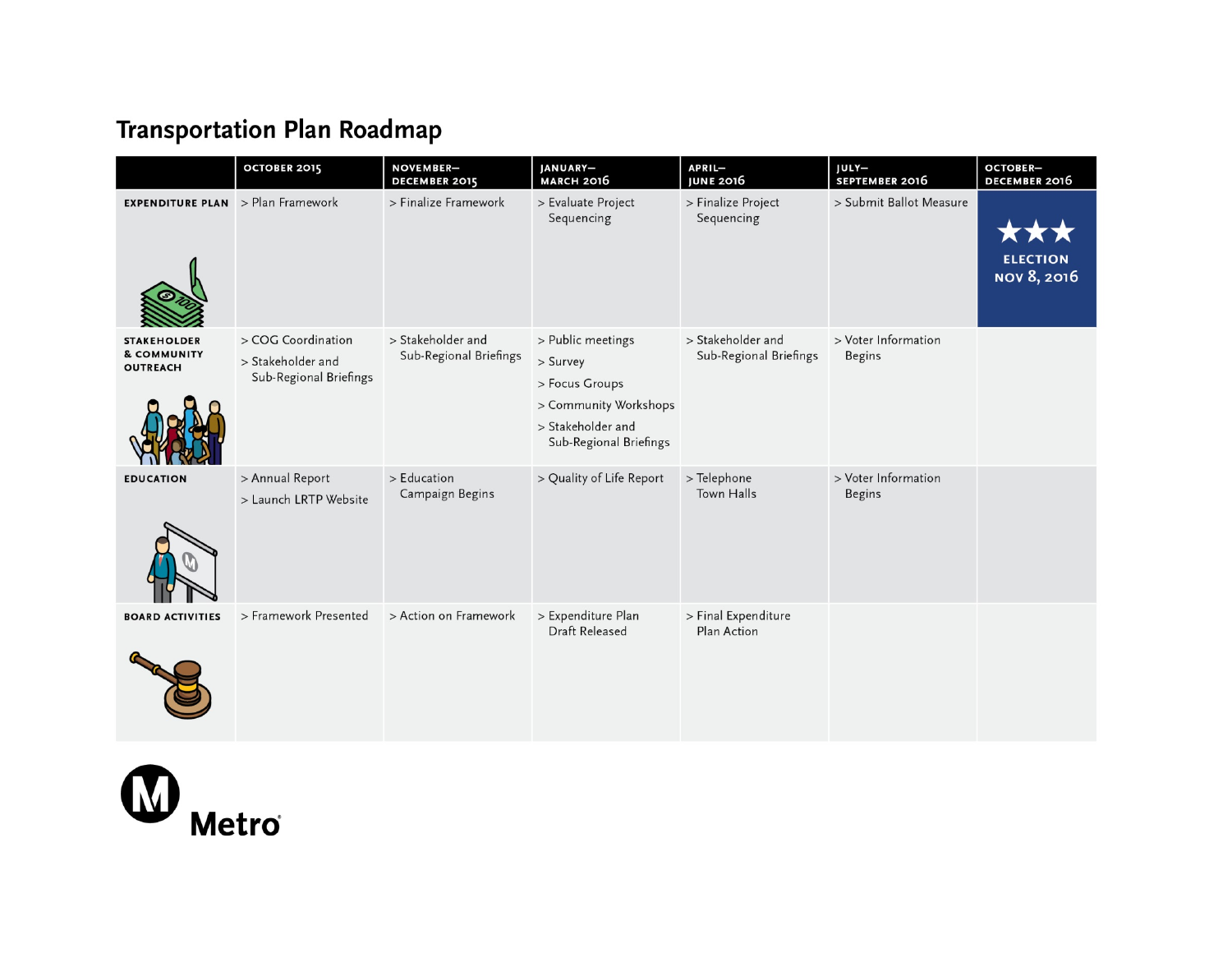# Transportation Plan Roadmap

| | OCTOBER 2015 | NOVEMBER–DECEMBER 2015 | JANUARY–MARCH 2016 | APRIL–JUNE 2016 | JULY–SEPTEMBER 2016 | OCTOBER–DECEMBER 2016 |
|---|---|---|---|---|---|---|
| **EXPENDITURE PLAN** | > Plan Framework | > Finalize Framework | > Evaluate Project Sequencing | > Finalize Project Sequencing | > Submit Ballot Measure | ★★★ ELECTION NOV 8, 2016 |
| **STAKEHOLDER & COMMUNITY OUTREACH** | > COG Coordination<br>> Stakeholder and Sub-Regional Briefings | > Stakeholder and Sub-Regional Briefings | > Public meetings<br>> Survey<br>> Focus Groups<br>> Community Workshops<br>> Stakeholder and Sub-Regional Briefings | > Stakeholder and Sub-Regional Briefings | > Voter Information Begins | |
| **EDUCATION** | > Annual Report<br>> Launch LRTP Website | > Education Campaign Begins | > Quality of Life Report | > Telephone Town Halls | > Voter Information Begins | |
| **BOARD ACTIVITIES** | > Framework Presented | > Action on Framework | > Expenditure Plan Draft Released | > Final Expenditure Plan Action | | |

Metro